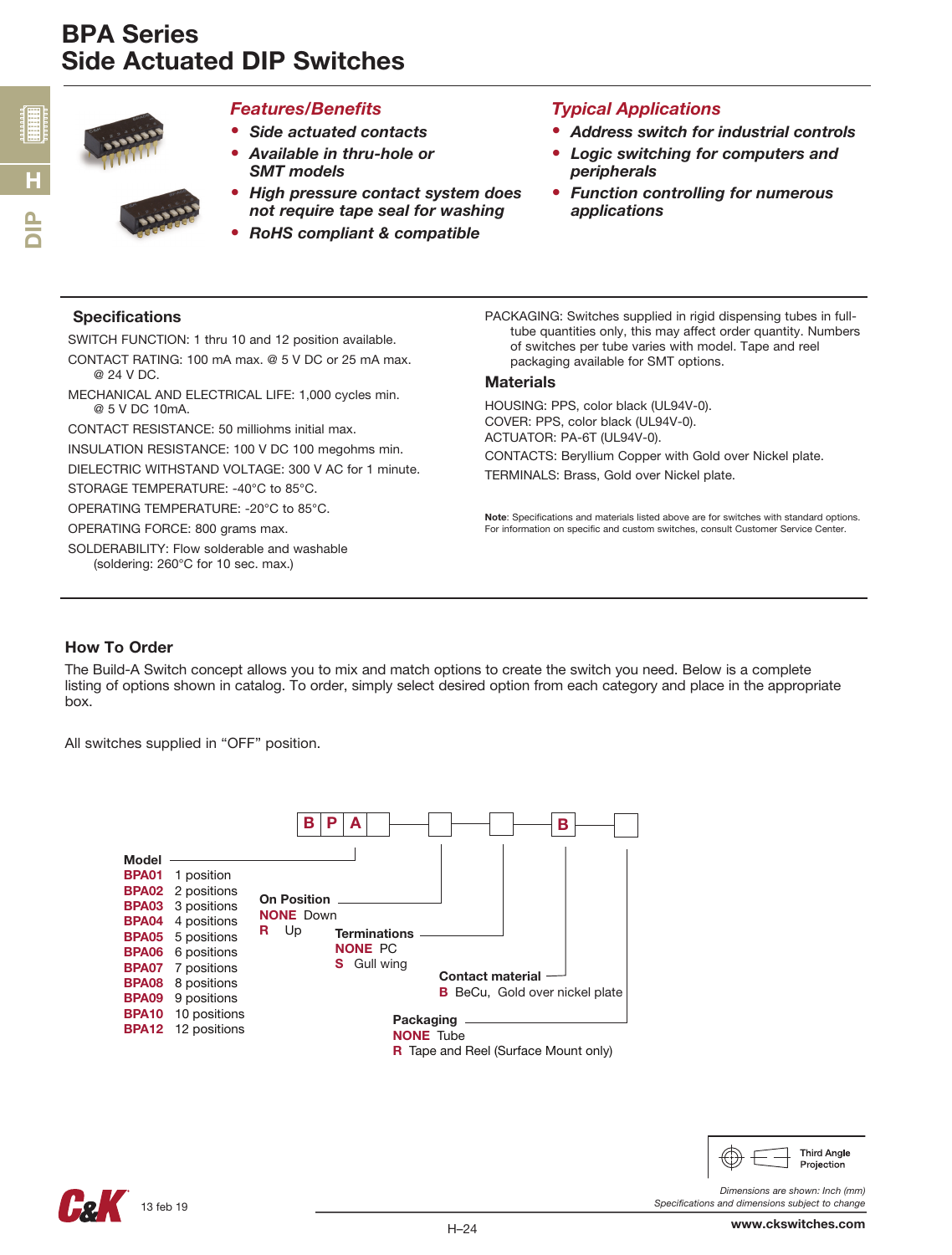# BPA Series
# Side Actuated DIP Switches

## *Features/Benefits*

- ***Side actuated contacts***
- ***Available in thru-hole or SMT models***
- ***High pressure contact system does not require tape seal for washing***
- ***RoHS compliant & compatible***

## *Typical Applications*

- ***Address switch for industrial controls***
- ***Logic switching for computers and peripherals***
- ***Function controlling for numerous applications***

## Specifications

SWITCH FUNCTION: 1 thru 10 and 12 position available.

CONTACT RATING: 100 mA max. @ 5 V DC or 25 mA max. @ 24 V DC.

MECHANICAL AND ELECTRICAL LIFE: 1,000 cycles min. @ 5 V DC 10mA.

CONTACT RESISTANCE: 50 milliohms initial max.

INSULATION RESISTANCE: 100 V DC 100 megohms min.

DIELECTRIC WITHSTAND VOLTAGE: 300 V AC for 1 minute.

STORAGE TEMPERATURE: -40°C to 85°C.

OPERATING TEMPERATURE: -20°C to 85°C.

OPERATING FORCE: 800 grams max.

SOLDERABILITY: Flow solderable and washable (soldering: 260°C for 10 sec. max.)

PACKAGING: Switches supplied in rigid dispensing tubes in full-tube quantities only, this may affect order quantity. Numbers of switches per tube varies with model. Tape and reel packaging available for SMT options.

## Materials

HOUSING: PPS, color black (UL94V-0).

COVER: PPS, color black (UL94V-0).

ACTUATOR: PA-6T (UL94V-0).

CONTACTS: Beryllium Copper with Gold over Nickel plate.

TERMINALS: Brass, Gold over Nickel plate.

**Note**: Specifications and materials listed above are for switches with standard options. For information on specific and custom switches, consult Customer Service Center.

## How To Order

The Build-A Switch concept allows you to mix and match options to create the switch you need. Below is a complete listing of options shown in catalog. To order, simply select desired option from each category and place in the appropriate box.

All switches supplied in "OFF" position.

B P A [ ] — [ ] — [ ] — B — [ ]

**Model**

| Code | Description |
|---|---|
| BPA01 | 1 position |
| BPA02 | 2 positions |
| BPA03 | 3 positions |
| BPA04 | 4 positions |
| BPA05 | 5 positions |
| BPA06 | 6 positions |
| BPA07 | 7 positions |
| BPA08 | 8 positions |
| BPA09 | 9 positions |
| BPA10 | 10 positions |
| BPA12 | 12 positions |

**On Position**

| Code | Description |
|---|---|
| NONE | Down |
| R | Up |

**Terminations**

| Code | Description |
|---|---|
| NONE | PC |
| S | Gull wing |

**Contact material**

| Code | Description |
|---|---|
| B | BeCu, Gold over nickel plate |

**Packaging**

| Code | Description |
|---|---|
| NONE | Tube |
| R | Tape and Reel (Surface Mount only) |

Third Angle Projection

*Dimensions are shown: Inch (mm)*
*Specifications and dimensions subject to change*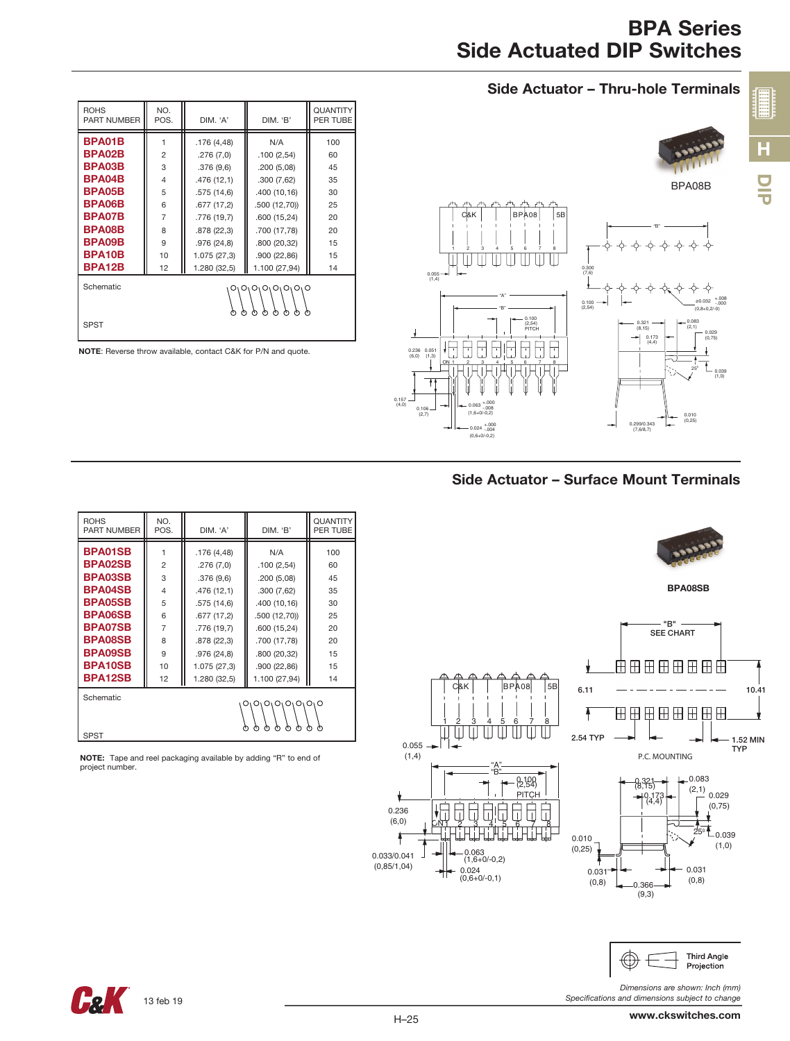# BPA Series
# Side Actuated DIP Switches

## Side Actuator – Thru-hole Terminals

| ROHS PART NUMBER | NO. POS. | DIM. 'A' | DIM. 'B' | QUANTITY PER TUBE |
|---|---|---|---|---|
| **BPA01B** | 1 | .176 (4,48) | N/A | 100 |
| **BPA02B** | 2 | .276 (7,0) | .100 (2,54) | 60 |
| **BPA03B** | 3 | .376 (9,6) | .200 (5,08) | 45 |
| **BPA04B** | 4 | .476 (12,1) | .300 (7,62) | 35 |
| **BPA05B** | 5 | .575 (14,6) | .400 (10,16) | 30 |
| **BPA06B** | 6 | .677 (17,2) | .500 (12,70)) | 25 |
| **BPA07B** | 7 | .776 (19,7) | .600 (15,24) | 20 |
| **BPA08B** | 8 | .878 (22,3) | .700 (17,78) | 20 |
| **BPA09B** | 9 | .976 (24,8) | .800 (20,32) | 15 |
| **BPA10B** | 10 | 1.075 (27,3) | .900 (22,86) | 15 |
| **BPA12B** | 12 | 1.280 (32,5) | 1.100 (27,94) | 14 |

Schematic

SPST

**NOTE**: Reverse throw available, contact C&K for P/N and quote.

BPA08B

## Side Actuator – Surface Mount Terminals

| ROHS PART NUMBER | NO. POS. | DIM. 'A' | DIM. 'B' | QUANTITY PER TUBE |
|---|---|---|---|---|
| **BPA01SB** | 1 | .176 (4,48) | N/A | 100 |
| **BPA02SB** | 2 | .276 (7,0) | .100 (2,54) | 60 |
| **BPA03SB** | 3 | .376 (9,6) | .200 (5,08) | 45 |
| **BPA04SB** | 4 | .476 (12,1) | .300 (7,62) | 35 |
| **BPA05SB** | 5 | .575 (14,6) | .400 (10,16) | 30 |
| **BPA06SB** | 6 | .677 (17,2) | .500 (12,70)) | 25 |
| **BPA07SB** | 7 | .776 (19,7) | .600 (15,24) | 20 |
| **BPA08SB** | 8 | .878 (22,3) | .700 (17,78) | 20 |
| **BPA09SB** | 9 | .976 (24,8) | .800 (20,32) | 15 |
| **BPA10SB** | 10 | 1.075 (27,3) | .900 (22,86) | 15 |
| **BPA12SB** | 12 | 1.280 (32,5) | 1.100 (27,94) | 14 |

Schematic

SPST

**NOTE:** Tape and reel packaging available by adding "R" to end of project number.

**BPA08SB**

"B" SEE CHART

P.C. MOUNTING

Third Angle Projection

*Dimensions are shown: Inch (mm)*
*Specifications and dimensions subject to change*

13 feb 19

www.ckswitches.com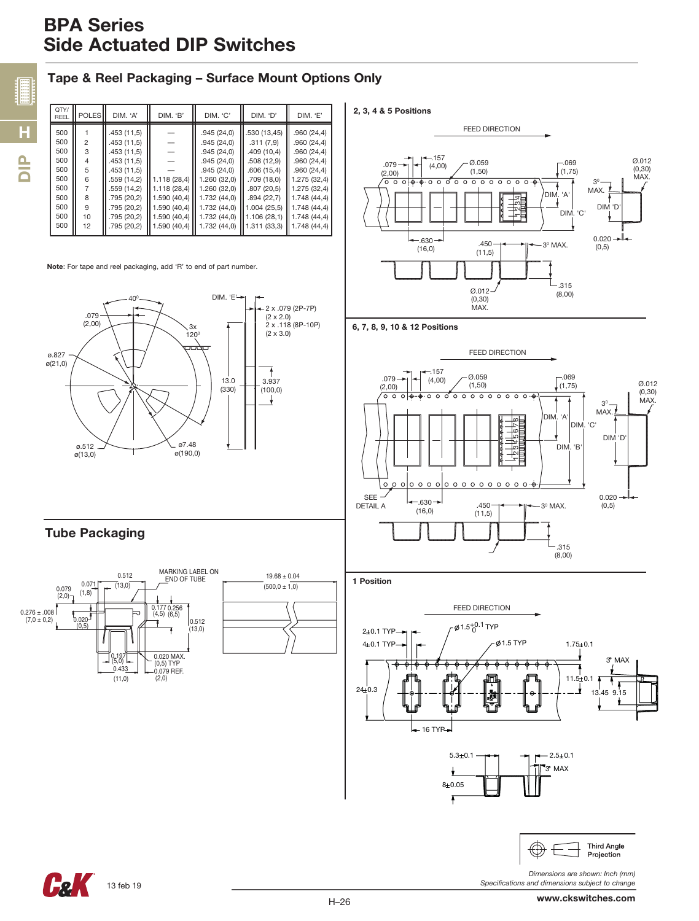# BPA Series
# Side Actuated DIP Switches

## Tape & Reel Packaging – Surface Mount Options Only

| QTY/ REEL | POLES | DIM. 'A' | DIM. 'B' | DIM. 'C' | DIM. 'D' | DIM. 'E' |
|---|---|---|---|---|---|---|
| 500 | 1 | .453 (11,5) | — | .945 (24,0) | .530 (13,45) | .960 (24,4) |
| 500 | 2 | .453 (11,5) | — | .945 (24,0) | .311 (7,9) | .960 (24,4) |
| 500 | 3 | .453 (11,5) | — | .945 (24,0) | .409 (10,4) | .960 (24,4) |
| 500 | 4 | .453 (11,5) | — | .945 (24,0) | .508 (12,9) | .960 (24,4) |
| 500 | 5 | .453 (11,5) | — | .945 (24,0) | .606 (15,4) | .960 (24,4) |
| 500 | 6 | .559 (14,2) | 1.118 (28,4) | 1.260 (32,0) | .709 (18,0) | 1.275 (32,4) |
| 500 | 7 | .559 (14,2) | 1.118 (28,4) | 1.260 (32,0) | .807 (20,5) | 1.275 (32,4) |
| 500 | 8 | .795 (20,2) | 1.590 (40,4) | 1.732 (44,0) | .894 (22,7) | 1.748 (44,4) |
| 500 | 9 | .795 (20,2) | 1.590 (40,4) | 1.732 (44,0) | 1.004 (25,5) | 1.748 (44,4) |
| 500 | 10 | .795 (20,2) | 1.590 (40,4) | 1.732 (44,0) | 1.106 (28,1) | 1.748 (44,4) |
| 500 | 12 | .795 (20,2) | 1.590 (40,4) | 1.732 (44,0) | 1.311 (33,3) | 1.748 (44,4) |

**Note**: For tape and reel packaging, add 'R' to end of part number.

40°
.079 (2,00)
DIM. 'E'
2 x .079 (2P-7P) (2 x 2.0)
2 x .118 (8P-10P) (2 x 3.0)
3x 120°
ø.827 ø(21,0)
13.0 (330)
3.937 (100,0)
ø.512 ø(13,0)
ø7.48 ø(190,0)

### 2, 3, 4 & 5 Positions

FEED DIRECTION
.079 (2,00)
.157 (4,00)
Ø.059 (1,50)
.069 (1,75)
Ø.012 (0,30) MAX.
3° MAX.
DIM. 'A'
DIM 'D'
DIM. 'C'
.630 (16,0)
.450 (11,5)
3° MAX.
0.020 (0,5)
Ø.012 (0,30) MAX.
.315 (8,00)

### 6, 7, 8, 9, 10 & 12 Positions

FEED DIRECTION
.079 (2,00)
.157 (4,00)
Ø.059 (1,50)
.069 (1,75)
Ø.012 (0,30) MAX.
3° MAX.
DIM. 'A'
DIM. 'C'
DIM 'D'
DIM. 'B'
SEE DETAIL A
.630 (16,0)
.450 (11,5)
3° MAX.
0.020 (0,5)
.315 (8,00)

## Tube Packaging

0.512 (13,0)
MARKING LABEL ON END OF TUBE
19.68 ± 0.04 (500,0 ± 1,0)
0.079 (2,0)
0.071 (1,8)
0.276 ± .008 (7,0 ± 0,2)
0.020 (0,5)
0.177 (4,5)
0.256 (6,5)
0.512 (13,0)
0.197 (5,0)
0.433 (11,0)
0.020 MAX. (0,5) TYP
0.079 REF. (2,0)

### 1 Position

FEED DIRECTION
2±0.1 TYP
4±0.1 TYP
Ø1.5 +0.1/0 TYP
Ø1.5 TYP
1.75±0.1
3° MAX
11.5±0.1
24±0.3
13.45
9.15
16 TYP
5.3±0.1
2.5±0.1
3° MAX
8±0.05

Third Angle Projection

*Dimensions are shown: Inch (mm)*
*Specifications and dimensions subject to change*

13 feb 19

www.ckswitches.com